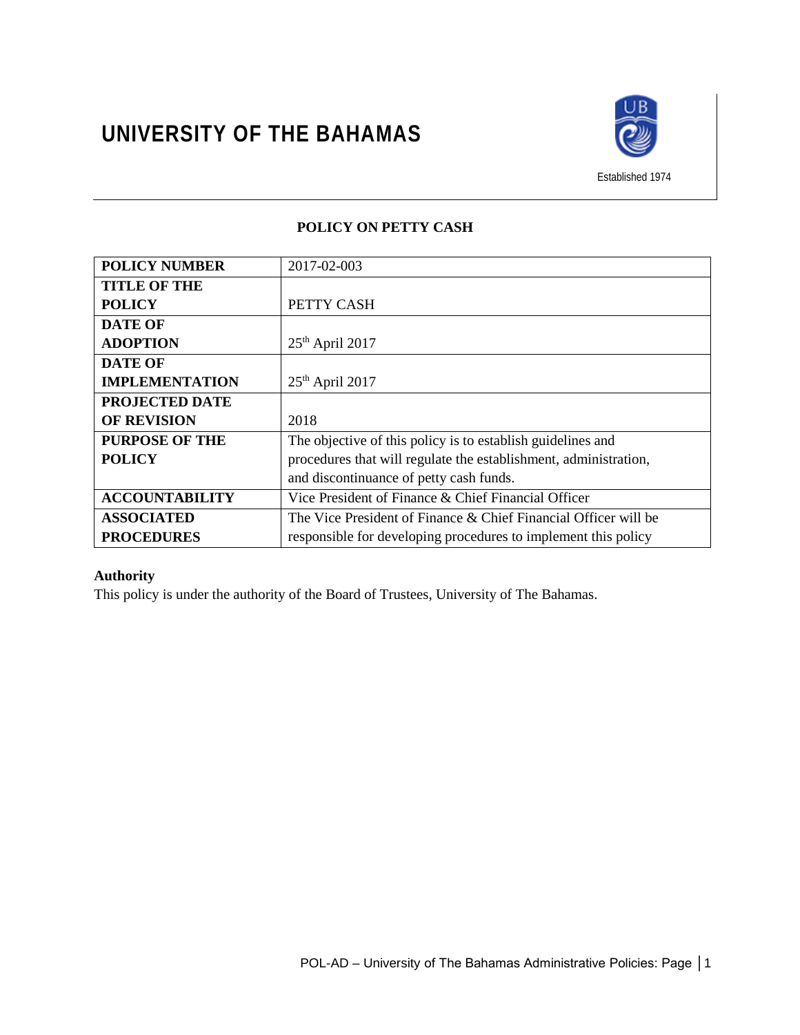# UNIVERSITY OF THE BAHAMAS

Established 1974

## POLICY ON PETTY CASH

| | |
|---|---|
| **POLICY NUMBER** | 2017-02-003 |
| **TITLE OF THE POLICY** | PETTY CASH |
| **DATE OF ADOPTION** | 25th April 2017 |
| **DATE OF IMPLEMENTATION** | 25th April 2017 |
| **PROJECTED DATE OF REVISION** | 2018 |
| **PURPOSE OF THE POLICY** | The objective of this policy is to establish guidelines and procedures that will regulate the establishment, administration, and discontinuance of petty cash funds. |
| **ACCOUNTABILITY** | Vice President of Finance & Chief Financial Officer |
| **ASSOCIATED PROCEDURES** | The Vice President of Finance & Chief Financial Officer will be responsible for developing procedures to implement this policy |

**Authority**

This policy is under the authority of the Board of Trustees, University of The Bahamas.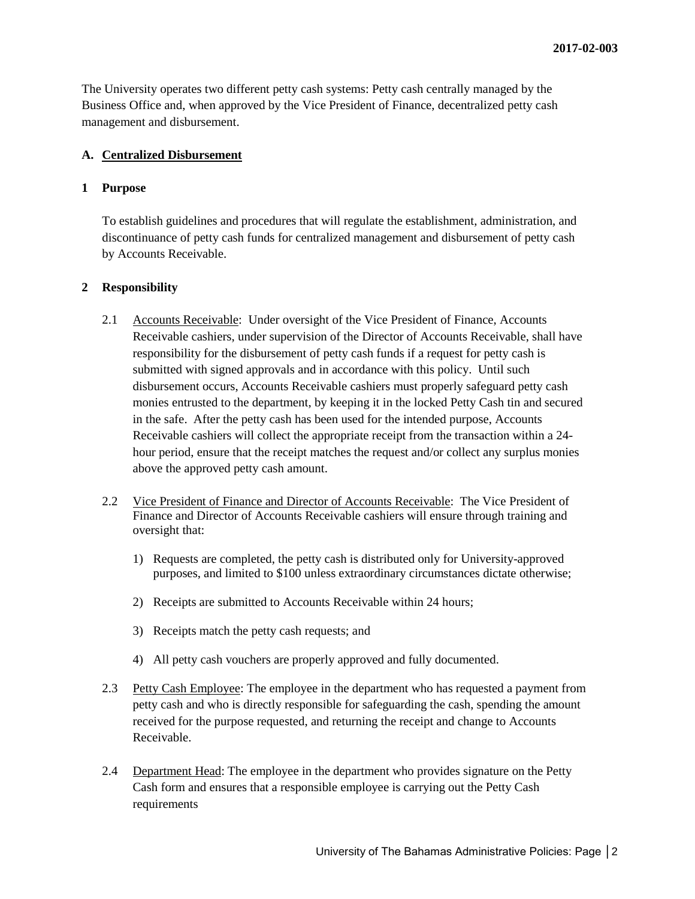The University operates two different petty cash systems: Petty cash centrally managed by the Business Office and, when approved by the Vice President of Finance, decentralized petty cash management and disbursement.

## A. Centralized Disbursement

### 1 Purpose

To establish guidelines and procedures that will regulate the establishment, administration, and discontinuance of petty cash funds for centralized management and disbursement of petty cash by Accounts Receivable.

### 2 Responsibility

2.1 Accounts Receivable: Under oversight of the Vice President of Finance, Accounts Receivable cashiers, under supervision of the Director of Accounts Receivable, shall have responsibility for the disbursement of petty cash funds if a request for petty cash is submitted with signed approvals and in accordance with this policy. Until such disbursement occurs, Accounts Receivable cashiers must properly safeguard petty cash monies entrusted to the department, by keeping it in the locked Petty Cash tin and secured in the safe. After the petty cash has been used for the intended purpose, Accounts Receivable cashiers will collect the appropriate receipt from the transaction within a 24-hour period, ensure that the receipt matches the request and/or collect any surplus monies above the approved petty cash amount.

2.2 Vice President of Finance and Director of Accounts Receivable: The Vice President of Finance and Director of Accounts Receivable cashiers will ensure through training and oversight that:

1) Requests are completed, the petty cash is distributed only for University-approved purposes, and limited to $100 unless extraordinary circumstances dictate otherwise;

2) Receipts are submitted to Accounts Receivable within 24 hours;

3) Receipts match the petty cash requests; and

4) All petty cash vouchers are properly approved and fully documented.

2.3 Petty Cash Employee: The employee in the department who has requested a payment from petty cash and who is directly responsible for safeguarding the cash, spending the amount received for the purpose requested, and returning the receipt and change to Accounts Receivable.

2.4 Department Head: The employee in the department who provides signature on the Petty Cash form and ensures that a responsible employee is carrying out the Petty Cash requirements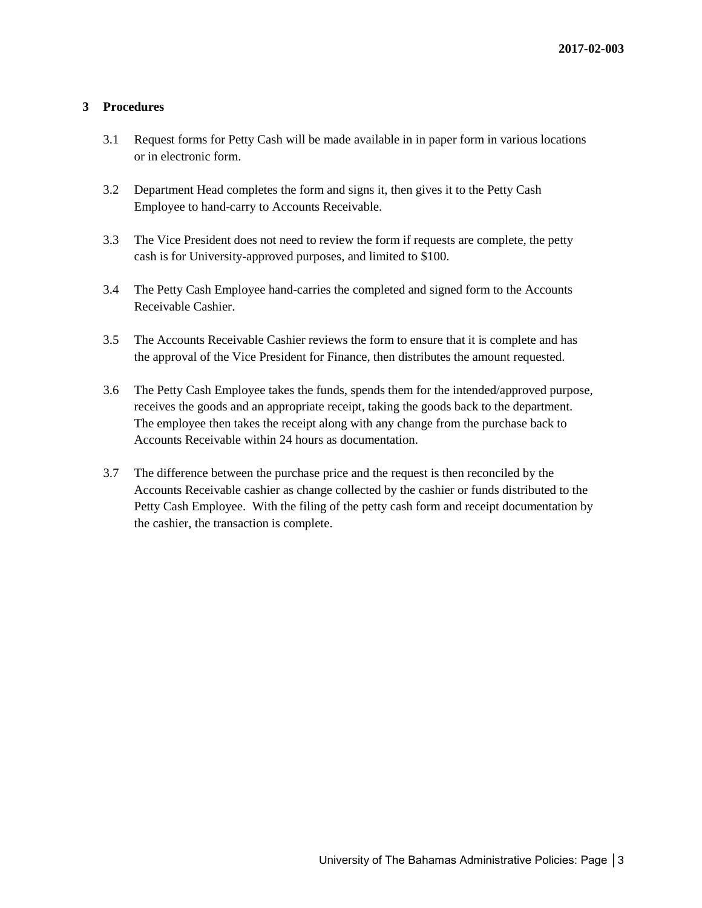## 3 Procedures

3.1 Request forms for Petty Cash will be made available in in paper form in various locations or in electronic form.

3.2 Department Head completes the form and signs it, then gives it to the Petty Cash Employee to hand-carry to Accounts Receivable.

3.3 The Vice President does not need to review the form if requests are complete, the petty cash is for University-approved purposes, and limited to $100.

3.4 The Petty Cash Employee hand-carries the completed and signed form to the Accounts Receivable Cashier.

3.5 The Accounts Receivable Cashier reviews the form to ensure that it is complete and has the approval of the Vice President for Finance, then distributes the amount requested.

3.6 The Petty Cash Employee takes the funds, spends them for the intended/approved purpose, receives the goods and an appropriate receipt, taking the goods back to the department. The employee then takes the receipt along with any change from the purchase back to Accounts Receivable within 24 hours as documentation.

3.7 The difference between the purchase price and the request is then reconciled by the Accounts Receivable cashier as change collected by the cashier or funds distributed to the Petty Cash Employee. With the filing of the petty cash form and receipt documentation by the cashier, the transaction is complete.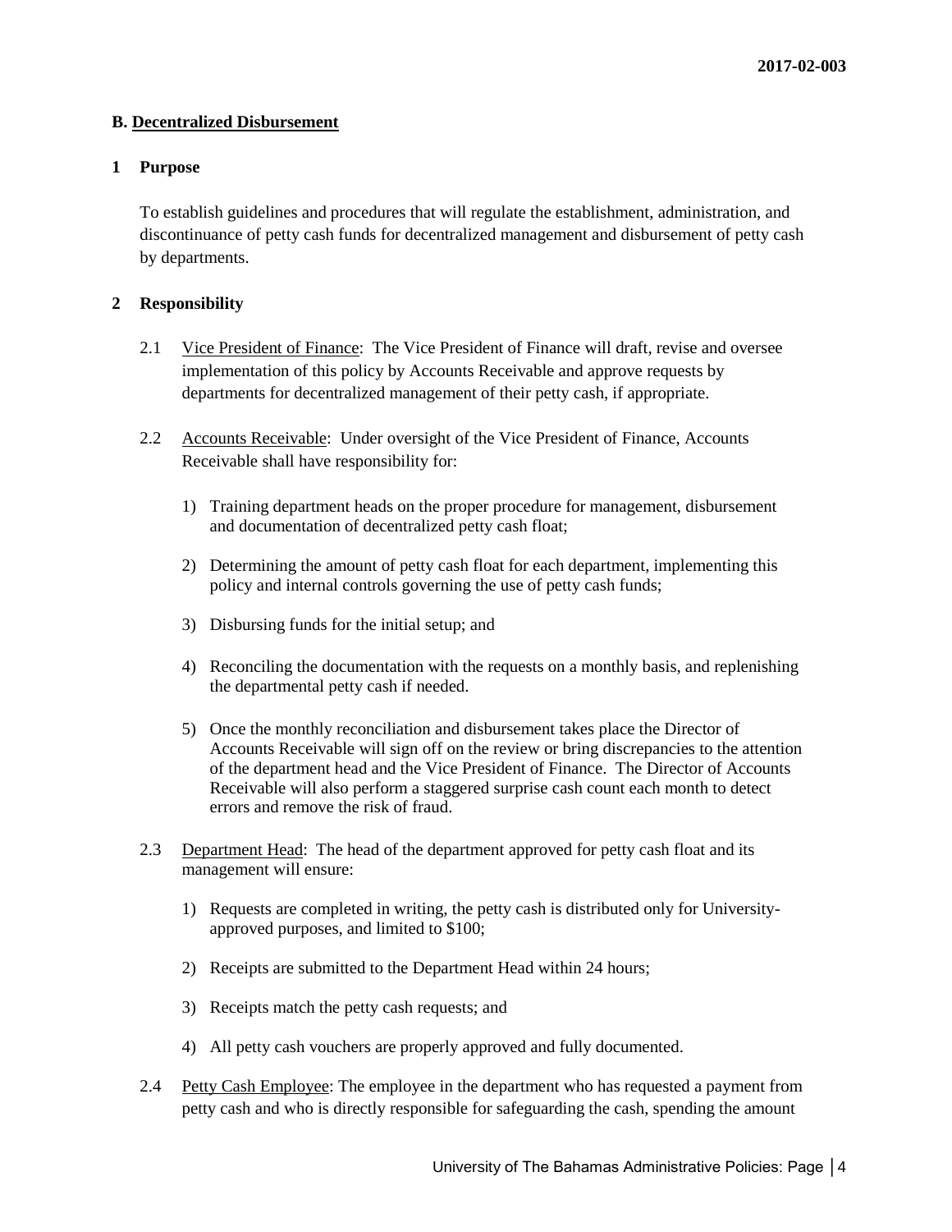## B. Decentralized Disbursement

### 1 Purpose

To establish guidelines and procedures that will regulate the establishment, administration, and discontinuance of petty cash funds for decentralized management and disbursement of petty cash by departments.

### 2 Responsibility

2.1 Vice President of Finance: The Vice President of Finance will draft, revise and oversee implementation of this policy by Accounts Receivable and approve requests by departments for decentralized management of their petty cash, if appropriate.

2.2 Accounts Receivable: Under oversight of the Vice President of Finance, Accounts Receivable shall have responsibility for:

1) Training department heads on the proper procedure for management, disbursement and documentation of decentralized petty cash float;
2) Determining the amount of petty cash float for each department, implementing this policy and internal controls governing the use of petty cash funds;
3) Disbursing funds for the initial setup; and
4) Reconciling the documentation with the requests on a monthly basis, and replenishing the departmental petty cash if needed.
5) Once the monthly reconciliation and disbursement takes place the Director of Accounts Receivable will sign off on the review or bring discrepancies to the attention of the department head and the Vice President of Finance. The Director of Accounts Receivable will also perform a staggered surprise cash count each month to detect errors and remove the risk of fraud.

2.3 Department Head: The head of the department approved for petty cash float and its management will ensure:

1) Requests are completed in writing, the petty cash is distributed only for University-approved purposes, and limited to $100;
2) Receipts are submitted to the Department Head within 24 hours;
3) Receipts match the petty cash requests; and
4) All petty cash vouchers are properly approved and fully documented.

2.4 Petty Cash Employee: The employee in the department who has requested a payment from petty cash and who is directly responsible for safeguarding the cash, spending the amount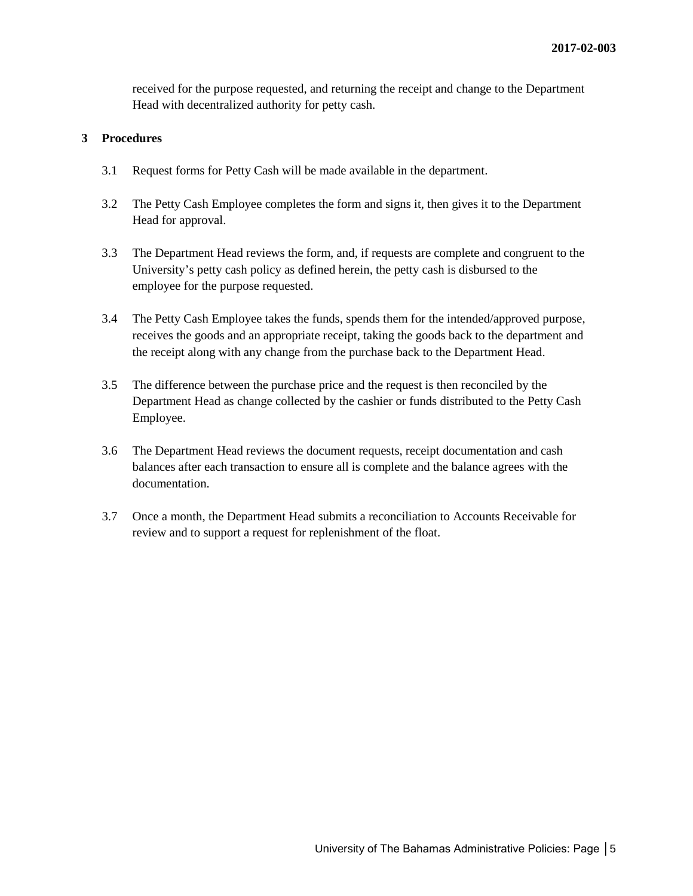received for the purpose requested, and returning the receipt and change to the Department Head with decentralized authority for petty cash.

## 3 Procedures

3.1 Request forms for Petty Cash will be made available in the department.

3.2 The Petty Cash Employee completes the form and signs it, then gives it to the Department Head for approval.

3.3 The Department Head reviews the form, and, if requests are complete and congruent to the University's petty cash policy as defined herein, the petty cash is disbursed to the employee for the purpose requested.

3.4 The Petty Cash Employee takes the funds, spends them for the intended/approved purpose, receives the goods and an appropriate receipt, taking the goods back to the department and the receipt along with any change from the purchase back to the Department Head.

3.5 The difference between the purchase price and the request is then reconciled by the Department Head as change collected by the cashier or funds distributed to the Petty Cash Employee.

3.6 The Department Head reviews the document requests, receipt documentation and cash balances after each transaction to ensure all is complete and the balance agrees with the documentation.

3.7 Once a month, the Department Head submits a reconciliation to Accounts Receivable for review and to support a request for replenishment of the float.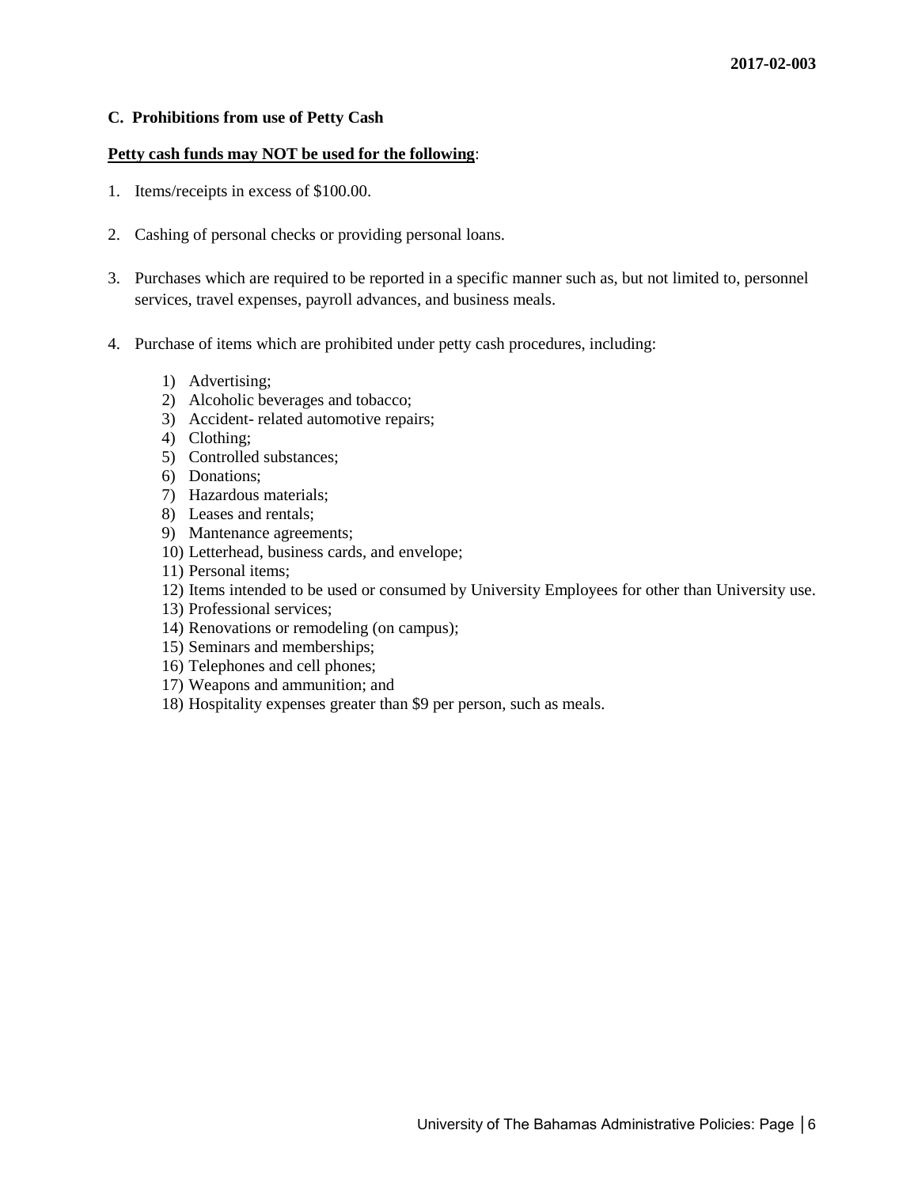### C. Prohibitions from use of Petty Cash

**<u>Petty cash funds may NOT be used for the following</u>**:

1. Items/receipts in excess of $100.00.

2. Cashing of personal checks or providing personal loans.

3. Purchases which are required to be reported in a specific manner such as, but not limited to, personnel services, travel expenses, payroll advances, and business meals.

4. Purchase of items which are prohibited under petty cash procedures, including:

    1) Advertising;
    2) Alcoholic beverages and tobacco;
    3) Accident- related automotive repairs;
    4) Clothing;
    5) Controlled substances;
    6) Donations;
    7) Hazardous materials;
    8) Leases and rentals;
    9) Mantenance agreements;
    10) Letterhead, business cards, and envelope;
    11) Personal items;
    12) Items intended to be used or consumed by University Employees for other than University use.
    13) Professional services;
    14) Renovations or remodeling (on campus);
    15) Seminars and memberships;
    16) Telephones and cell phones;
    17) Weapons and ammunition; and
    18) Hospitality expenses greater than $9 per person, such as meals.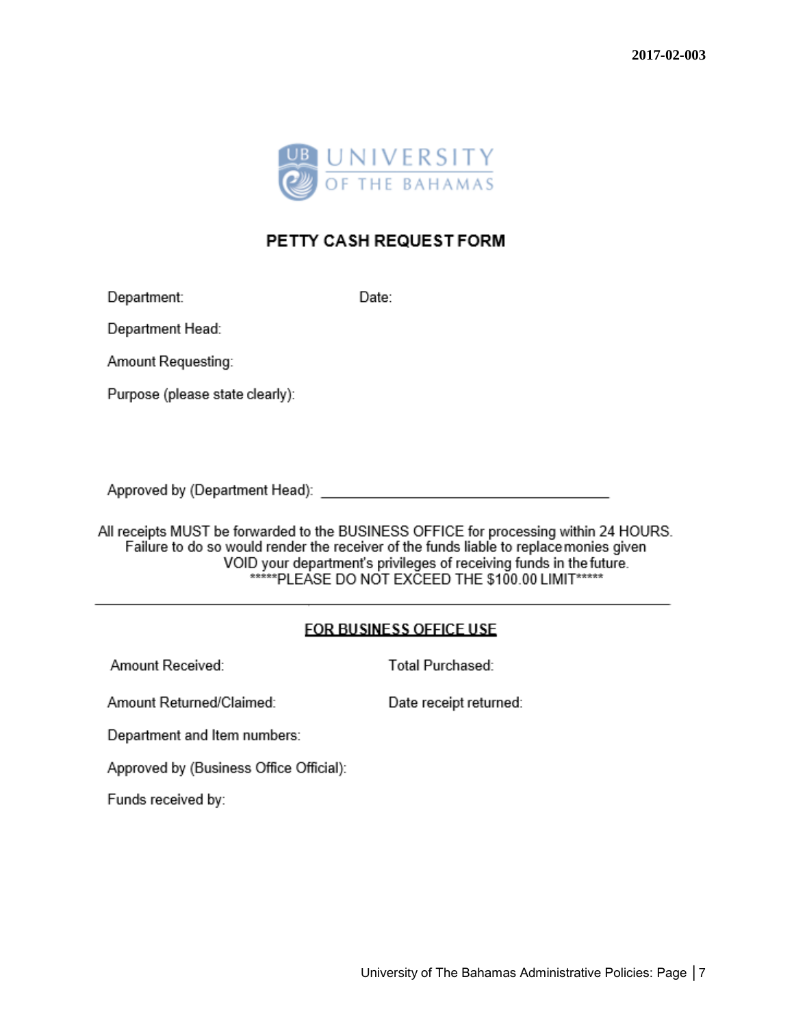2017-02-003

UNIVERSITY OF THE BAHAMAS

## PETTY CASH REQUEST FORM

Department: Date:

Department Head:

Amount Requesting:

Purpose (please state clearly):

Approved by (Department Head): ________________________________________

All receipts MUST be forwarded to the BUSINESS OFFICE for processing within 24 HOURS. Failure to do so would render the receiver of the funds liable to replace monies given VOID your department's privileges of receiving funds in the future.
*****PLEASE DO NOT EXCEED THE $100.00 LIMIT*****

---

### FOR BUSINESS OFFICE USE

Amount Received: Total Purchased:

Amount Returned/Claimed: Date receipt returned:

Department and Item numbers:

Approved by (Business Office Official):

Funds received by: